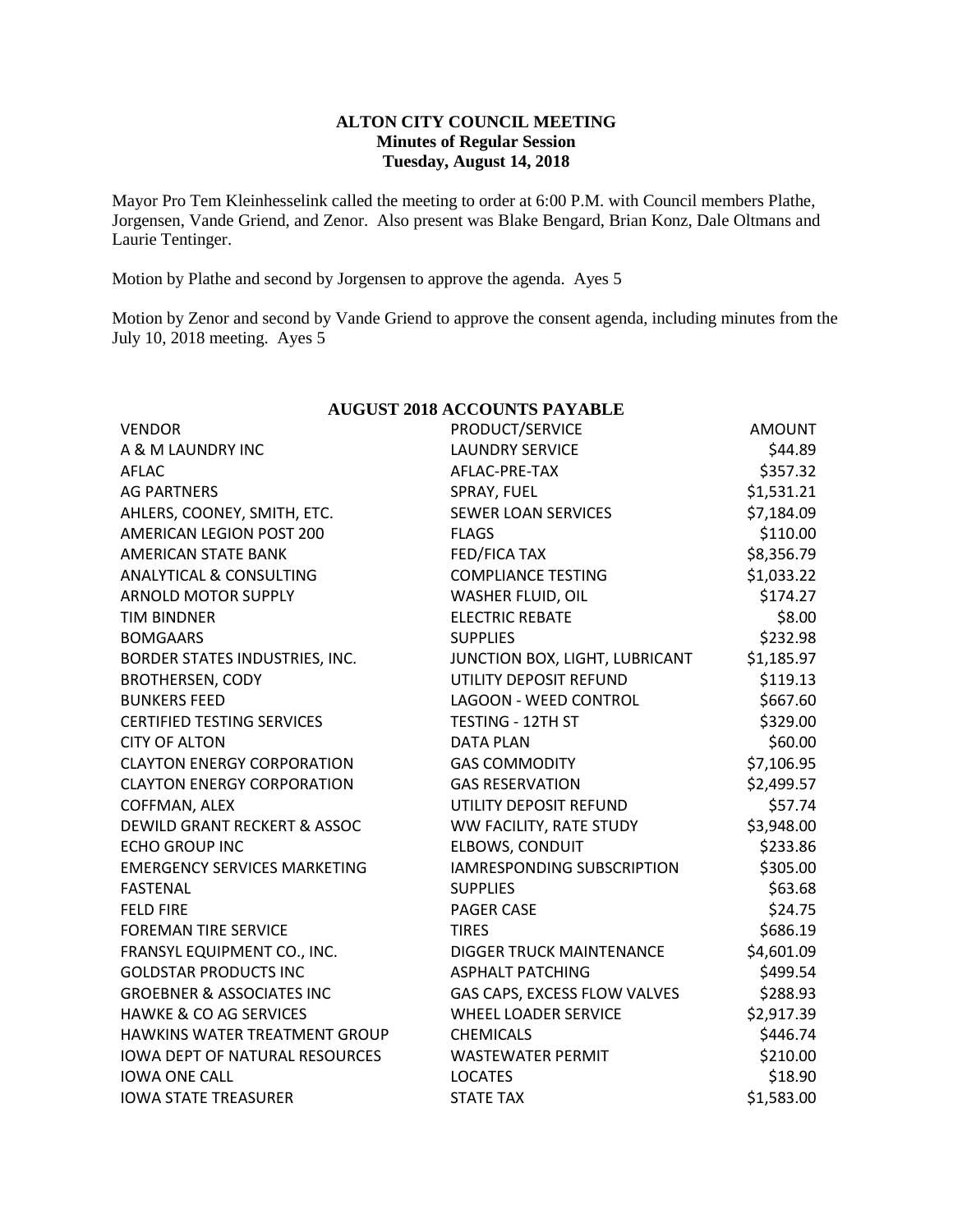**ALTON CITY COUNCIL MEETING**
**Minutes of Regular Session**
**Tuesday, August 14, 2018**

Mayor Pro Tem Kleinhesselink called the meeting to order at 6:00 P.M. with Council members Plathe, Jorgensen, Vande Griend, and Zenor. Also present was Blake Bengard, Brian Konz, Dale Oltmans and Laurie Tentinger.

Motion by Plathe and second by Jorgensen to approve the agenda. Ayes 5

Motion by Zenor and second by Vande Griend to approve the consent agenda, including minutes from the July 10, 2018 meeting. Ayes 5

**AUGUST 2018 ACCOUNTS PAYABLE**

| VENDOR | PRODUCT/SERVICE | AMOUNT |
|---|---|---|
| A & M LAUNDRY INC | LAUNDRY SERVICE | $44.89 |
| AFLAC | AFLAC-PRE-TAX | $357.32 |
| AG PARTNERS | SPRAY, FUEL | $1,531.21 |
| AHLERS, COONEY, SMITH, ETC. | SEWER LOAN SERVICES | $7,184.09 |
| AMERICAN LEGION POST 200 | FLAGS | $110.00 |
| AMERICAN STATE BANK | FED/FICA TAX | $8,356.79 |
| ANALYTICAL & CONSULTING | COMPLIANCE TESTING | $1,033.22 |
| ARNOLD MOTOR SUPPLY | WASHER FLUID, OIL | $174.27 |
| TIM BINDNER | ELECTRIC REBATE | $8.00 |
| BOMGAARS | SUPPLIES | $232.98 |
| BORDER STATES INDUSTRIES, INC. | JUNCTION BOX, LIGHT, LUBRICANT | $1,185.97 |
| BROTHERSEN, CODY | UTILITY DEPOSIT REFUND | $119.13 |
| BUNKERS FEED | LAGOON - WEED CONTROL | $667.60 |
| CERTIFIED TESTING SERVICES | TESTING - 12TH ST | $329.00 |
| CITY OF ALTON | DATA PLAN | $60.00 |
| CLAYTON ENERGY CORPORATION | GAS COMMODITY | $7,106.95 |
| CLAYTON ENERGY CORPORATION | GAS RESERVATION | $2,499.57 |
| COFFMAN, ALEX | UTILITY DEPOSIT REFUND | $57.74 |
| DEWILD GRANT RECKERT & ASSOC | WW FACILITY, RATE STUDY | $3,948.00 |
| ECHO GROUP INC | ELBOWS, CONDUIT | $233.86 |
| EMERGENCY SERVICES MARKETING | IAMRESPONDING SUBSCRIPTION | $305.00 |
| FASTENAL | SUPPLIES | $63.68 |
| FELD FIRE | PAGER CASE | $24.75 |
| FOREMAN TIRE SERVICE | TIRES | $686.19 |
| FRANSYL EQUIPMENT CO., INC. | DIGGER TRUCK MAINTENANCE | $4,601.09 |
| GOLDSTAR PRODUCTS INC | ASPHALT PATCHING | $499.54 |
| GROEBNER & ASSOCIATES INC | GAS CAPS, EXCESS FLOW VALVES | $288.93 |
| HAWKE & CO AG SERVICES | WHEEL LOADER SERVICE | $2,917.39 |
| HAWKINS WATER TREATMENT GROUP | CHEMICALS | $446.74 |
| IOWA DEPT OF NATURAL RESOURCES | WASTEWATER PERMIT | $210.00 |
| IOWA ONE CALL | LOCATES | $18.90 |
| IOWA STATE TREASURER | STATE TAX | $1,583.00 |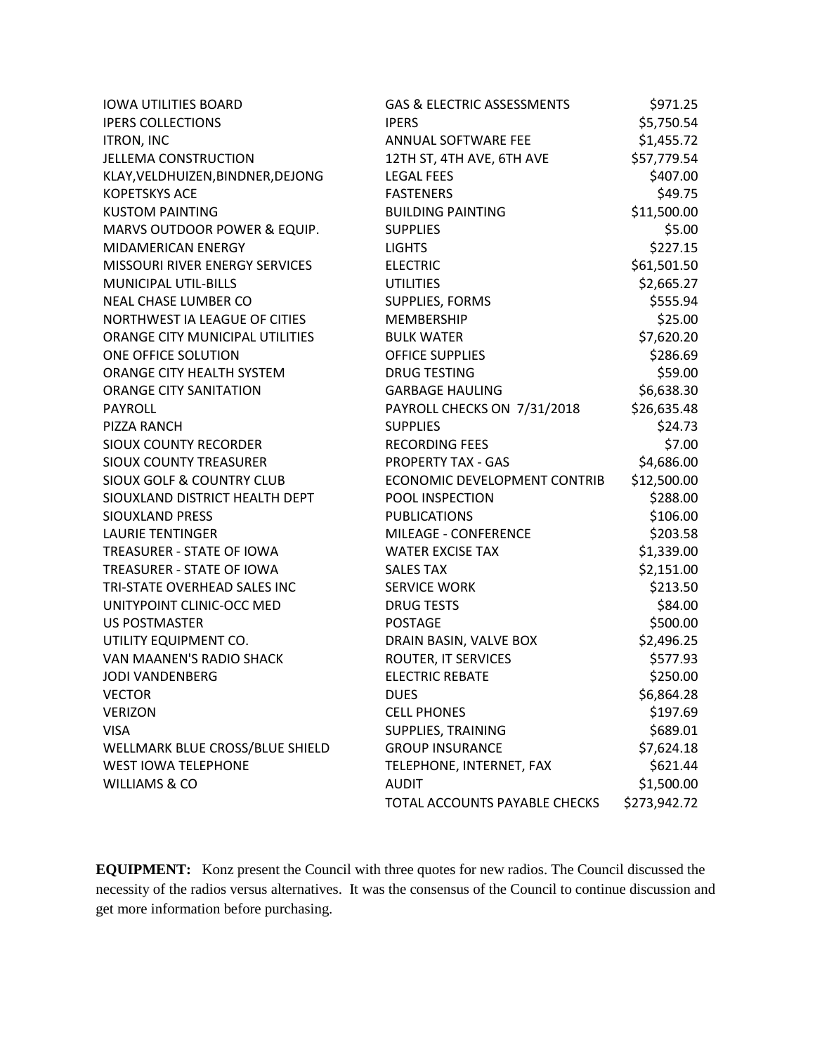| | | |
|---|---|---|
| IOWA UTILITIES BOARD | GAS & ELECTRIC ASSESSMENTS | $971.25 |
| IPERS COLLECTIONS | IPERS | $5,750.54 |
| ITRON, INC | ANNUAL SOFTWARE FEE | $1,455.72 |
| JELLEMA CONSTRUCTION | 12TH ST, 4TH AVE, 6TH AVE | $57,779.54 |
| KLAY,VELDHUIZEN,BINDNER,DEJONG | LEGAL FEES | $407.00 |
| KOPETSKYS ACE | FASTENERS | $49.75 |
| KUSTOM PAINTING | BUILDING PAINTING | $11,500.00 |
| MARVS OUTDOOR POWER & EQUIP. | SUPPLIES | $5.00 |
| MIDAMERICAN ENERGY | LIGHTS | $227.15 |
| MISSOURI RIVER ENERGY SERVICES | ELECTRIC | $61,501.50 |
| MUNICIPAL UTIL-BILLS | UTILITIES | $2,665.27 |
| NEAL CHASE LUMBER CO | SUPPLIES, FORMS | $555.94 |
| NORTHWEST IA LEAGUE OF CITIES | MEMBERSHIP | $25.00 |
| ORANGE CITY MUNICIPAL UTILITIES | BULK WATER | $7,620.20 |
| ONE OFFICE SOLUTION | OFFICE SUPPLIES | $286.69 |
| ORANGE CITY HEALTH SYSTEM | DRUG TESTING | $59.00 |
| ORANGE CITY SANITATION | GARBAGE HAULING | $6,638.30 |
| PAYROLL | PAYROLL CHECKS ON 7/31/2018 | $26,635.48 |
| PIZZA RANCH | SUPPLIES | $24.73 |
| SIOUX COUNTY RECORDER | RECORDING FEES | $7.00 |
| SIOUX COUNTY TREASURER | PROPERTY TAX - GAS | $4,686.00 |
| SIOUX GOLF & COUNTRY CLUB | ECONOMIC DEVELOPMENT CONTRIB | $12,500.00 |
| SIOUXLAND DISTRICT HEALTH DEPT | POOL INSPECTION | $288.00 |
| SIOUXLAND PRESS | PUBLICATIONS | $106.00 |
| LAURIE TENTINGER | MILEAGE - CONFERENCE | $203.58 |
| TREASURER - STATE OF IOWA | WATER EXCISE TAX | $1,339.00 |
| TREASURER - STATE OF IOWA | SALES TAX | $2,151.00 |
| TRI-STATE OVERHEAD SALES INC | SERVICE WORK | $213.50 |
| UNITYPOINT CLINIC-OCC MED | DRUG TESTS | $84.00 |
| US POSTMASTER | POSTAGE | $500.00 |
| UTILITY EQUIPMENT CO. | DRAIN BASIN, VALVE BOX | $2,496.25 |
| VAN MAANEN'S RADIO SHACK | ROUTER, IT SERVICES | $577.93 |
| JODI VANDENBERG | ELECTRIC REBATE | $250.00 |
| VECTOR | DUES | $6,864.28 |
| VERIZON | CELL PHONES | $197.69 |
| VISA | SUPPLIES, TRAINING | $689.01 |
| WELLMARK BLUE CROSS/BLUE SHIELD | GROUP INSURANCE | $7,624.18 |
| WEST IOWA TELEPHONE | TELEPHONE, INTERNET, FAX | $621.44 |
| WILLIAMS & CO | AUDIT | $1,500.00 |
| | TOTAL ACCOUNTS PAYABLE CHECKS | $273,942.72 |

**EQUIPMENT:** Konz present the Council with three quotes for new radios. The Council discussed the necessity of the radios versus alternatives. It was the consensus of the Council to continue discussion and get more information before purchasing.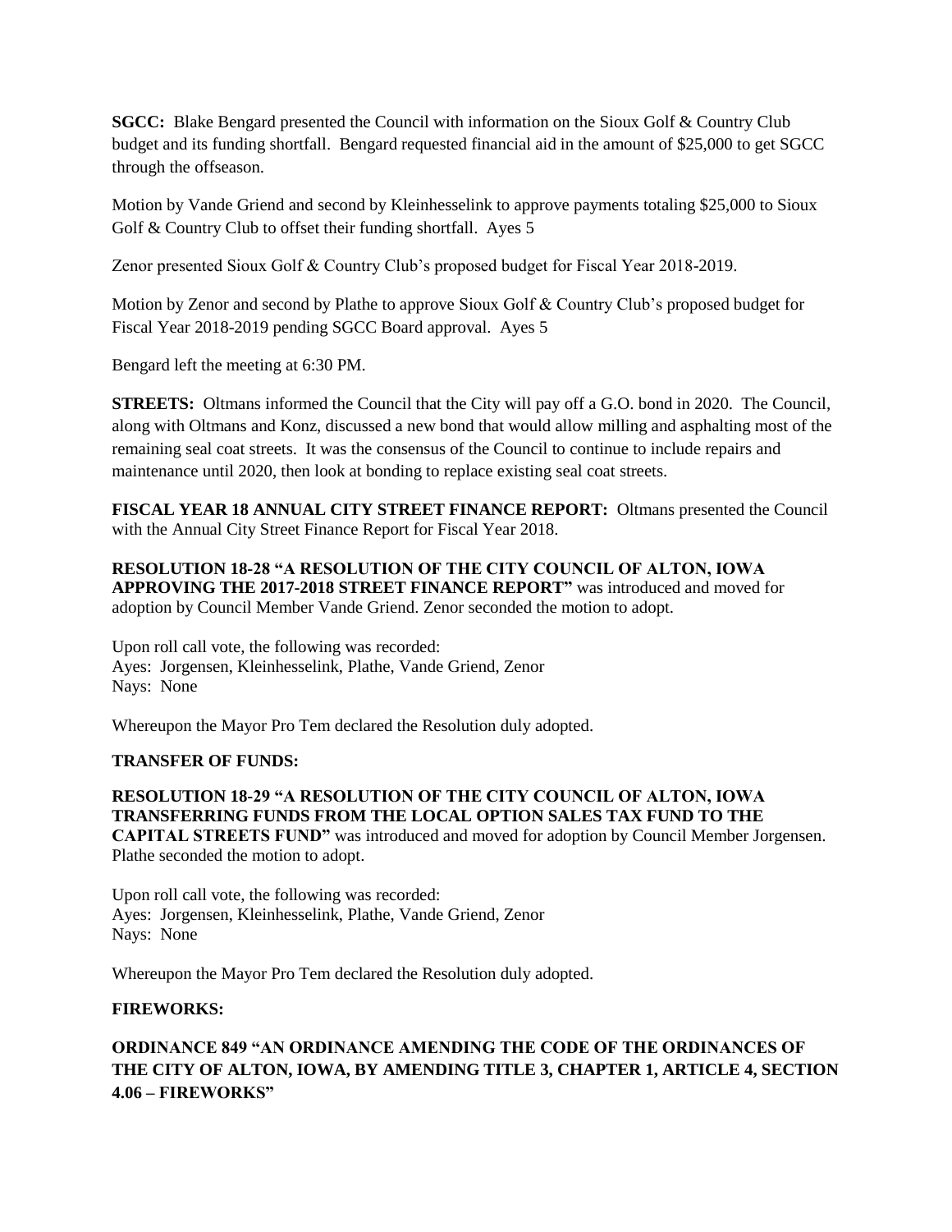**SGCC:** Blake Bengard presented the Council with information on the Sioux Golf & Country Club budget and its funding shortfall. Bengard requested financial aid in the amount of $25,000 to get SGCC through the offseason.

Motion by Vande Griend and second by Kleinhesselink to approve payments totaling $25,000 to Sioux Golf & Country Club to offset their funding shortfall. Ayes 5

Zenor presented Sioux Golf & Country Club's proposed budget for Fiscal Year 2018-2019.

Motion by Zenor and second by Plathe to approve Sioux Golf & Country Club's proposed budget for Fiscal Year 2018-2019 pending SGCC Board approval. Ayes 5

Bengard left the meeting at 6:30 PM.

**STREETS:** Oltmans informed the Council that the City will pay off a G.O. bond in 2020. The Council, along with Oltmans and Konz, discussed a new bond that would allow milling and asphalting most of the remaining seal coat streets. It was the consensus of the Council to continue to include repairs and maintenance until 2020, then look at bonding to replace existing seal coat streets.

**FISCAL YEAR 18 ANNUAL CITY STREET FINANCE REPORT:** Oltmans presented the Council with the Annual City Street Finance Report for Fiscal Year 2018.

**RESOLUTION 18-28 "A RESOLUTION OF THE CITY COUNCIL OF ALTON, IOWA APPROVING THE 2017-2018 STREET FINANCE REPORT"** was introduced and moved for adoption by Council Member Vande Griend. Zenor seconded the motion to adopt.

Upon roll call vote, the following was recorded:
Ayes: Jorgensen, Kleinhesselink, Plathe, Vande Griend, Zenor
Nays: None

Whereupon the Mayor Pro Tem declared the Resolution duly adopted.

**TRANSFER OF FUNDS:**

**RESOLUTION 18-29 "A RESOLUTION OF THE CITY COUNCIL OF ALTON, IOWA TRANSFERRING FUNDS FROM THE LOCAL OPTION SALES TAX FUND TO THE CAPITAL STREETS FUND"** was introduced and moved for adoption by Council Member Jorgensen. Plathe seconded the motion to adopt.

Upon roll call vote, the following was recorded:
Ayes: Jorgensen, Kleinhesselink, Plathe, Vande Griend, Zenor
Nays: None

Whereupon the Mayor Pro Tem declared the Resolution duly adopted.

**FIREWORKS:**

**ORDINANCE 849 "AN ORDINANCE AMENDING THE CODE OF THE ORDINANCES OF THE CITY OF ALTON, IOWA, BY AMENDING TITLE 3, CHAPTER 1, ARTICLE 4, SECTION 4.06 – FIREWORKS"**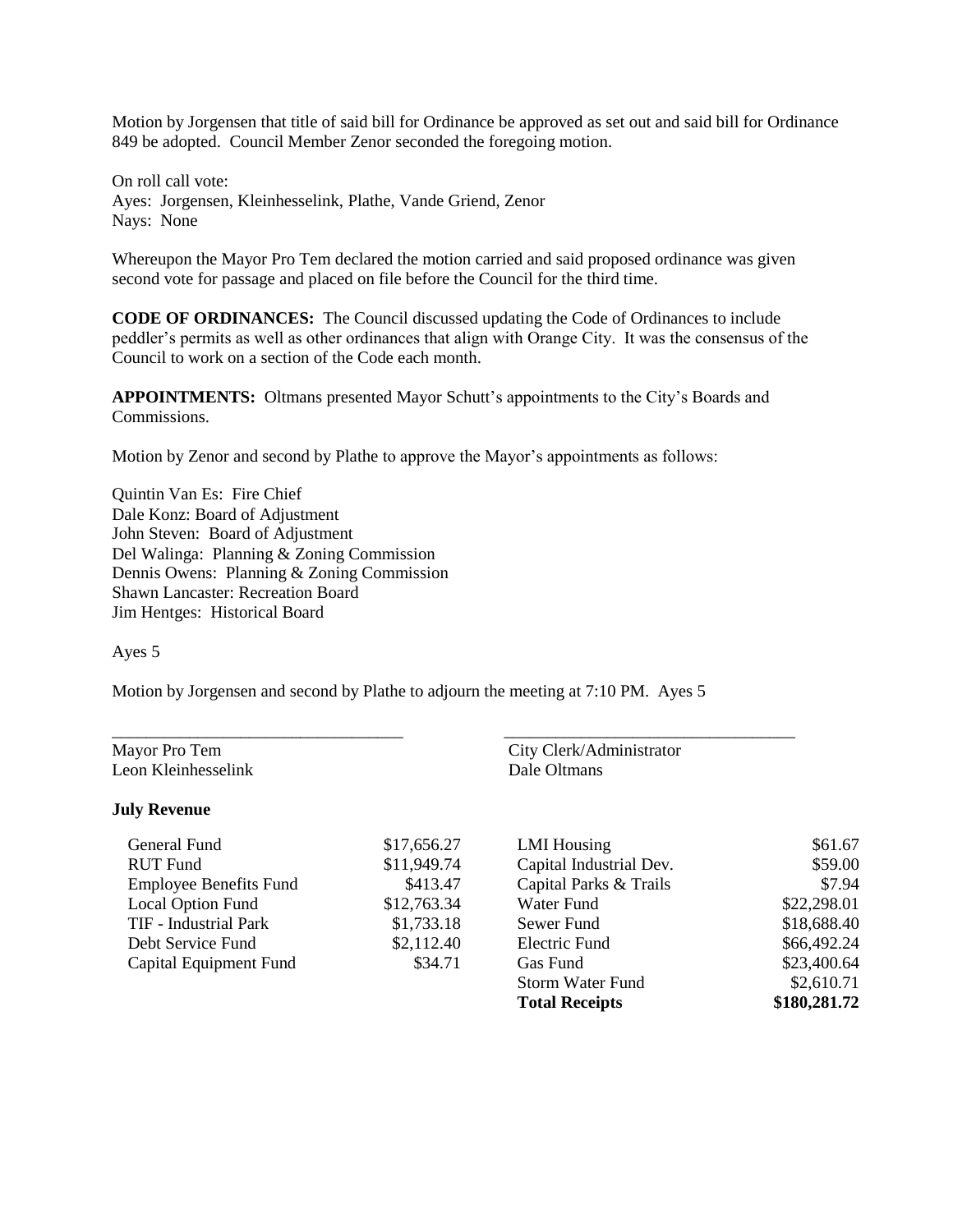Motion by Jorgensen that title of said bill for Ordinance be approved as set out and said bill for Ordinance 849 be adopted. Council Member Zenor seconded the foregoing motion.

On roll call vote:
Ayes: Jorgensen, Kleinhesselink, Plathe, Vande Griend, Zenor
Nays: None

Whereupon the Mayor Pro Tem declared the motion carried and said proposed ordinance was given second vote for passage and placed on file before the Council for the third time.

**CODE OF ORDINANCES:** The Council discussed updating the Code of Ordinances to include peddler's permits as well as other ordinances that align with Orange City. It was the consensus of the Council to work on a section of the Code each month.

**APPOINTMENTS:** Oltmans presented Mayor Schutt's appointments to the City's Boards and Commissions.

Motion by Zenor and second by Plathe to approve the Mayor's appointments as follows:

Quintin Van Es: Fire Chief
Dale Konz: Board of Adjustment
John Steven: Board of Adjustment
Del Walinga: Planning & Zoning Commission
Dennis Owens: Planning & Zoning Commission
Shawn Lancaster: Recreation Board
Jim Hentges: Historical Board

Ayes 5

Motion by Jorgensen and second by Plathe to adjourn the meeting at 7:10 PM. Ayes 5

___________________________________ ___________________________________

Mayor Pro Tem
Leon Kleinhesselink

City Clerk/Administrator
Dale Oltmans

**July Revenue**

| | | | |
|---|---|---|---|
| General Fund | $17,656.27 | LMI Housing | $61.67 |
| RUT Fund | $11,949.74 | Capital Industrial Dev. | $59.00 |
| Employee Benefits Fund | $413.47 | Capital Parks & Trails | $7.94 |
| Local Option Fund | $12,763.34 | Water Fund | $22,298.01 |
| TIF - Industrial Park | $1,733.18 | Sewer Fund | $18,688.40 |
| Debt Service Fund | $2,112.40 | Electric Fund | $66,492.24 |
| Capital Equipment Fund | $34.71 | Gas Fund | $23,400.64 |
| | | Storm Water Fund | $2,610.71 |
| | | **Total Receipts** | **$180,281.72** |